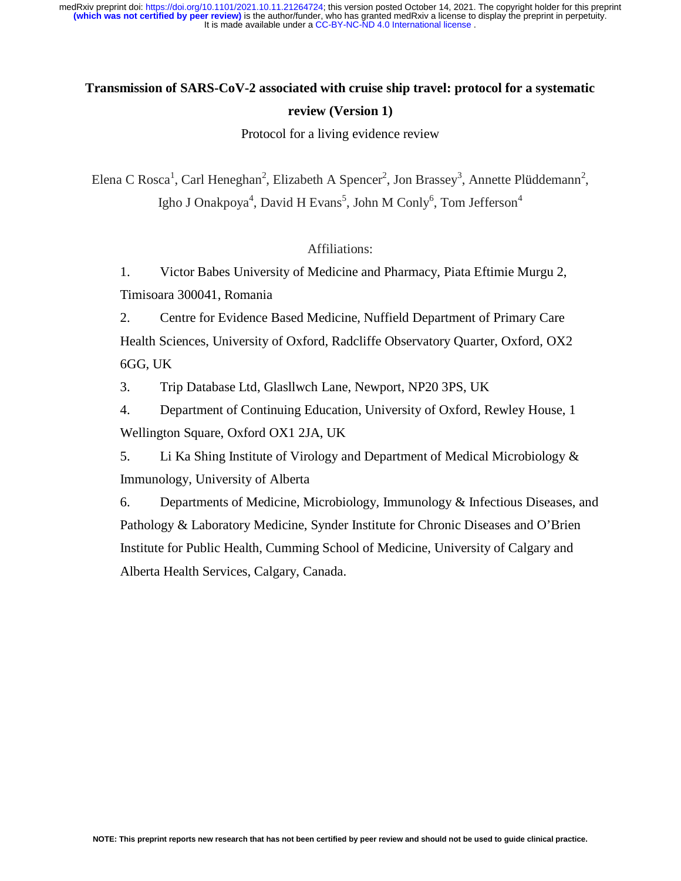# Transmission of SARS-CoV-2 associated with cruise ship travel: protocol for a systematic review (Version 1)

Protocol for a living evidence review

Elena C Rosca[1], Carl Heneghan[2], Elizabeth A Spencer[2], Jon Brassey[3], Annette Plüddemann[2], Igho J Onakpoya[4], David H Evans[5], John M Conly[6], Tom Jefferson[4]

Affiliations:

1. Victor Babes University of Medicine and Pharmacy, Piata Eftimie Murgu 2, Timisoara 300041, Romania
2. Centre for Evidence Based Medicine, Nuffield Department of Primary Care Health Sciences, University of Oxford, Radcliffe Observatory Quarter, Oxford, OX2 6GG, UK
3. Trip Database Ltd, Glasllwch Lane, Newport, NP20 3PS, UK
4. Department of Continuing Education, University of Oxford, Rewley House, 1 Wellington Square, Oxford OX1 2JA, UK
5. Li Ka Shing Institute of Virology and Department of Medical Microbiology & Immunology, University of Alberta
6. Departments of Medicine, Microbiology, Immunology & Infectious Diseases, and Pathology & Laboratory Medicine, Synder Institute for Chronic Diseases and O'Brien Institute for Public Health, Cumming School of Medicine, University of Calgary and Alberta Health Services, Calgary, Canada.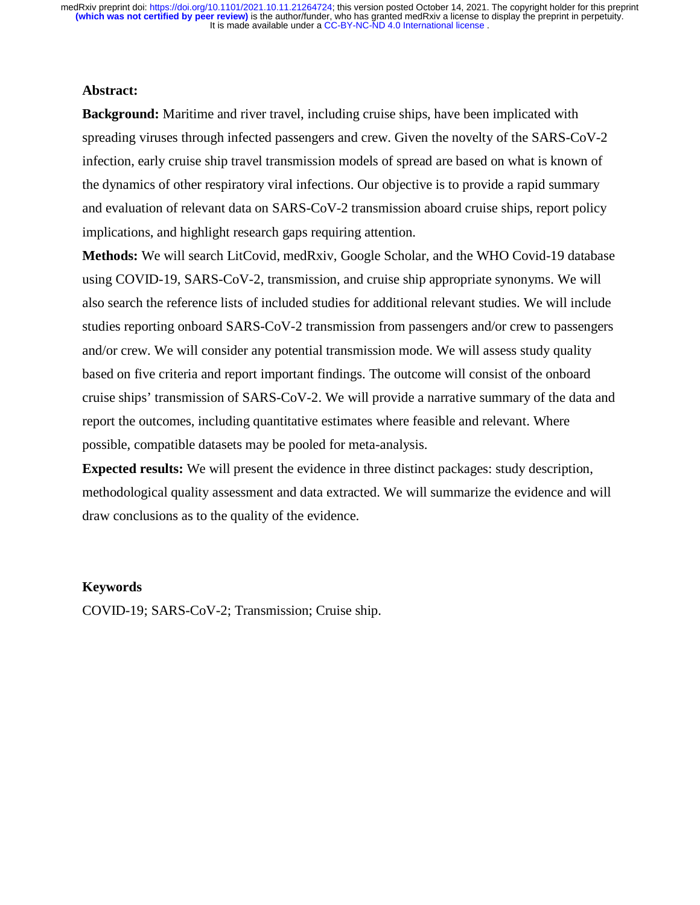**Abstract:**

**Background:** Maritime and river travel, including cruise ships, have been implicated with spreading viruses through infected passengers and crew. Given the novelty of the SARS-CoV-2 infection, early cruise ship travel transmission models of spread are based on what is known of the dynamics of other respiratory viral infections. Our objective is to provide a rapid summary and evaluation of relevant data on SARS-CoV-2 transmission aboard cruise ships, report policy implications, and highlight research gaps requiring attention.

**Methods:** We will search LitCovid, medRxiv, Google Scholar, and the WHO Covid-19 database using COVID-19, SARS-CoV-2, transmission, and cruise ship appropriate synonyms. We will also search the reference lists of included studies for additional relevant studies. We will include studies reporting onboard SARS-CoV-2 transmission from passengers and/or crew to passengers and/or crew. We will consider any potential transmission mode. We will assess study quality based on five criteria and report important findings. The outcome will consist of the onboard cruise ships' transmission of SARS-CoV-2. We will provide a narrative summary of the data and report the outcomes, including quantitative estimates where feasible and relevant. Where possible, compatible datasets may be pooled for meta-analysis.

**Expected results:** We will present the evidence in three distinct packages: study description, methodological quality assessment and data extracted. We will summarize the evidence and will draw conclusions as to the quality of the evidence.

**Keywords**

COVID-19; SARS-CoV-2; Transmission; Cruise ship.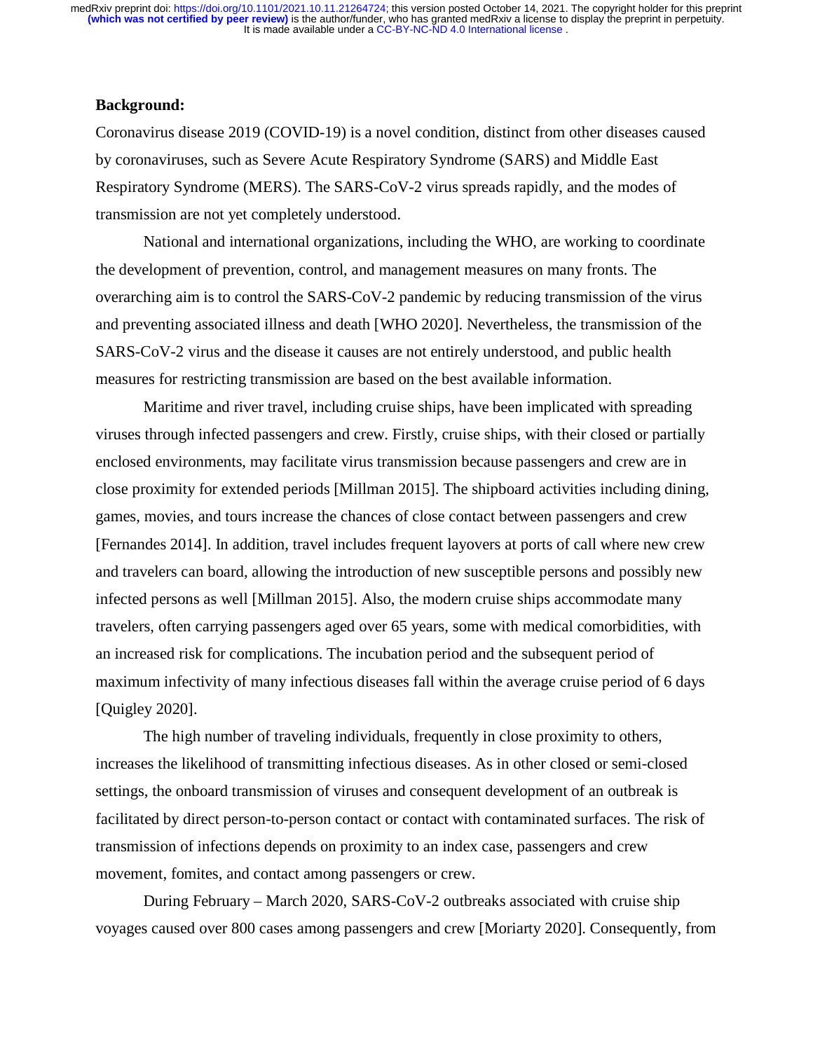**Background:**

Coronavirus disease 2019 (COVID-19) is a novel condition, distinct from other diseases caused by coronaviruses, such as Severe Acute Respiratory Syndrome (SARS) and Middle East Respiratory Syndrome (MERS). The SARS-CoV-2 virus spreads rapidly, and the modes of transmission are not yet completely understood.

National and international organizations, including the WHO, are working to coordinate the development of prevention, control, and management measures on many fronts. The overarching aim is to control the SARS-CoV-2 pandemic by reducing transmission of the virus and preventing associated illness and death [WHO 2020]. Nevertheless, the transmission of the SARS-CoV-2 virus and the disease it causes are not entirely understood, and public health measures for restricting transmission are based on the best available information.

Maritime and river travel, including cruise ships, have been implicated with spreading viruses through infected passengers and crew. Firstly, cruise ships, with their closed or partially enclosed environments, may facilitate virus transmission because passengers and crew are in close proximity for extended periods [Millman 2015]. The shipboard activities including dining, games, movies, and tours increase the chances of close contact between passengers and crew [Fernandes 2014]. In addition, travel includes frequent layovers at ports of call where new crew and travelers can board, allowing the introduction of new susceptible persons and possibly new infected persons as well [Millman 2015]. Also, the modern cruise ships accommodate many travelers, often carrying passengers aged over 65 years, some with medical comorbidities, with an increased risk for complications. The incubation period and the subsequent period of maximum infectivity of many infectious diseases fall within the average cruise period of 6 days [Quigley 2020].

The high number of traveling individuals, frequently in close proximity to others, increases the likelihood of transmitting infectious diseases. As in other closed or semi-closed settings, the onboard transmission of viruses and consequent development of an outbreak is facilitated by direct person-to-person contact or contact with contaminated surfaces. The risk of transmission of infections depends on proximity to an index case, passengers and crew movement, fomites, and contact among passengers or crew.

During February – March 2020, SARS-CoV-2 outbreaks associated with cruise ship voyages caused over 800 cases among passengers and crew [Moriarty 2020]. Consequently, from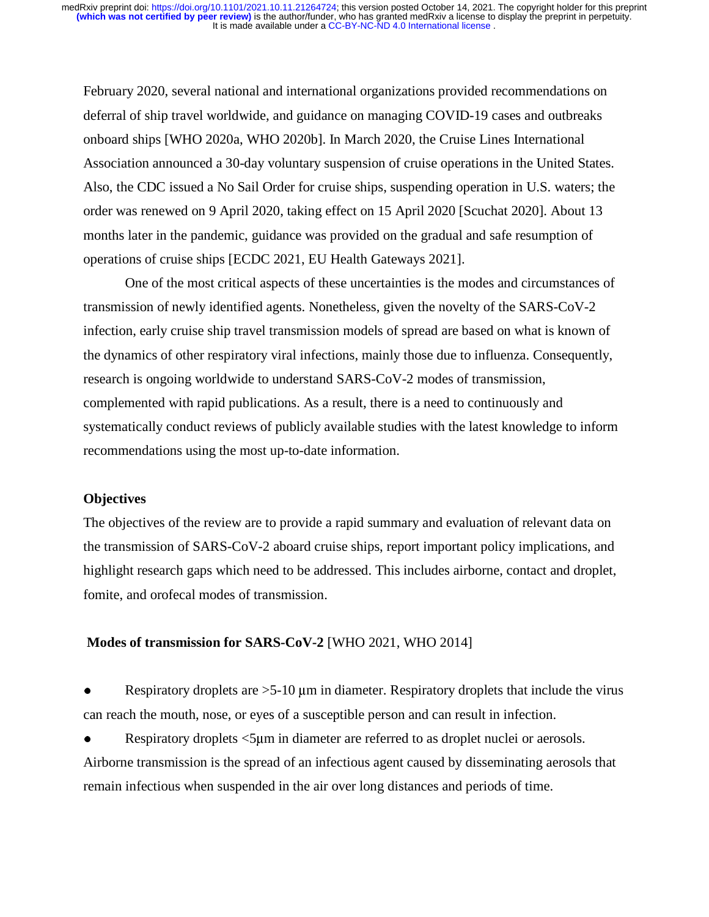February 2020, several national and international organizations provided recommendations on deferral of ship travel worldwide, and guidance on managing COVID-19 cases and outbreaks onboard ships [WHO 2020a, WHO 2020b]. In March 2020, the Cruise Lines International Association announced a 30-day voluntary suspension of cruise operations in the United States. Also, the CDC issued a No Sail Order for cruise ships, suspending operation in U.S. waters; the order was renewed on 9 April 2020, taking effect on 15 April 2020 [Scuchat 2020]. About 13 months later in the pandemic, guidance was provided on the gradual and safe resumption of operations of cruise ships [ECDC 2021, EU Health Gateways 2021].

One of the most critical aspects of these uncertainties is the modes and circumstances of transmission of newly identified agents. Nonetheless, given the novelty of the SARS-CoV-2 infection, early cruise ship travel transmission models of spread are based on what is known of the dynamics of other respiratory viral infections, mainly those due to influenza. Consequently, research is ongoing worldwide to understand SARS-CoV-2 modes of transmission, complemented with rapid publications. As a result, there is a need to continuously and systematically conduct reviews of publicly available studies with the latest knowledge to inform recommendations using the most up-to-date information.

**Objectives**

The objectives of the review are to provide a rapid summary and evaluation of relevant data on the transmission of SARS-CoV-2 aboard cruise ships, report important policy implications, and highlight research gaps which need to be addressed. This includes airborne, contact and droplet, fomite, and orofecal modes of transmission.

**Modes of transmission for SARS-CoV-2** [WHO 2021, WHO 2014]

- Respiratory droplets are >5-10 μm in diameter. Respiratory droplets that include the virus can reach the mouth, nose, or eyes of a susceptible person and can result in infection.
- Respiratory droplets <5μm in diameter are referred to as droplet nuclei or aerosols. Airborne transmission is the spread of an infectious agent caused by disseminating aerosols that remain infectious when suspended in the air over long distances and periods of time.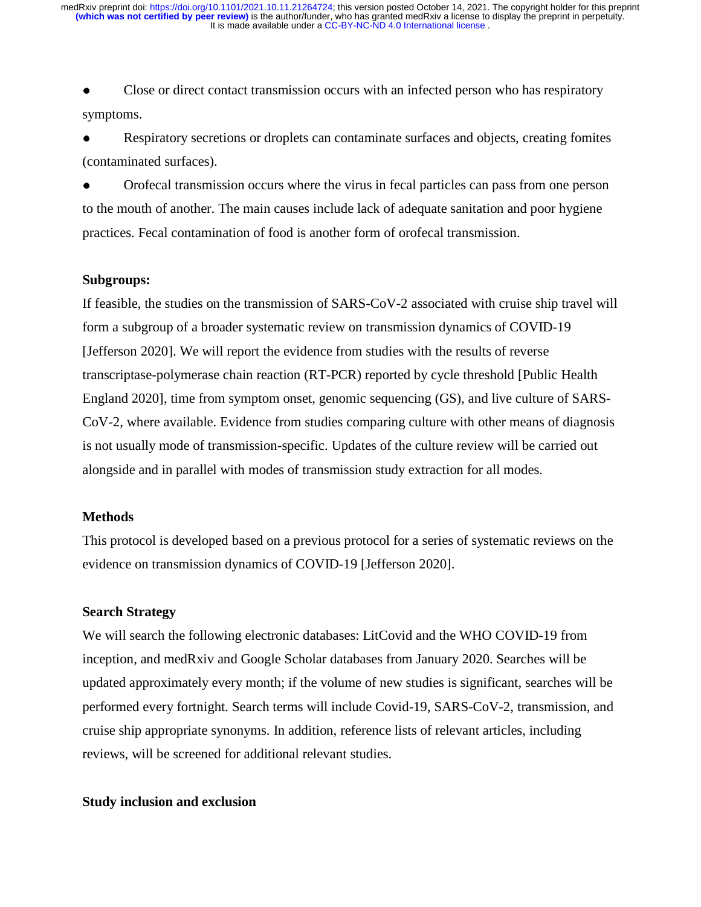- Close or direct contact transmission occurs with an infected person who has respiratory symptoms.
- Respiratory secretions or droplets can contaminate surfaces and objects, creating fomites (contaminated surfaces).
- Orofecal transmission occurs where the virus in fecal particles can pass from one person to the mouth of another. The main causes include lack of adequate sanitation and poor hygiene practices. Fecal contamination of food is another form of orofecal transmission.

**Subgroups:**

If feasible, the studies on the transmission of SARS-CoV-2 associated with cruise ship travel will form a subgroup of a broader systematic review on transmission dynamics of COVID-19 [Jefferson 2020]. We will report the evidence from studies with the results of reverse transcriptase-polymerase chain reaction (RT-PCR) reported by cycle threshold [Public Health England 2020], time from symptom onset, genomic sequencing (GS), and live culture of SARS-CoV-2, where available. Evidence from studies comparing culture with other means of diagnosis is not usually mode of transmission-specific. Updates of the culture review will be carried out alongside and in parallel with modes of transmission study extraction for all modes.

**Methods**

This protocol is developed based on a previous protocol for a series of systematic reviews on the evidence on transmission dynamics of COVID-19 [Jefferson 2020].

**Search Strategy**

We will search the following electronic databases: LitCovid and the WHO COVID-19 from inception, and medRxiv and Google Scholar databases from January 2020. Searches will be updated approximately every month; if the volume of new studies is significant, searches will be performed every fortnight. Search terms will include Covid-19, SARS-CoV-2, transmission, and cruise ship appropriate synonyms. In addition, reference lists of relevant articles, including reviews, will be screened for additional relevant studies.

**Study inclusion and exclusion**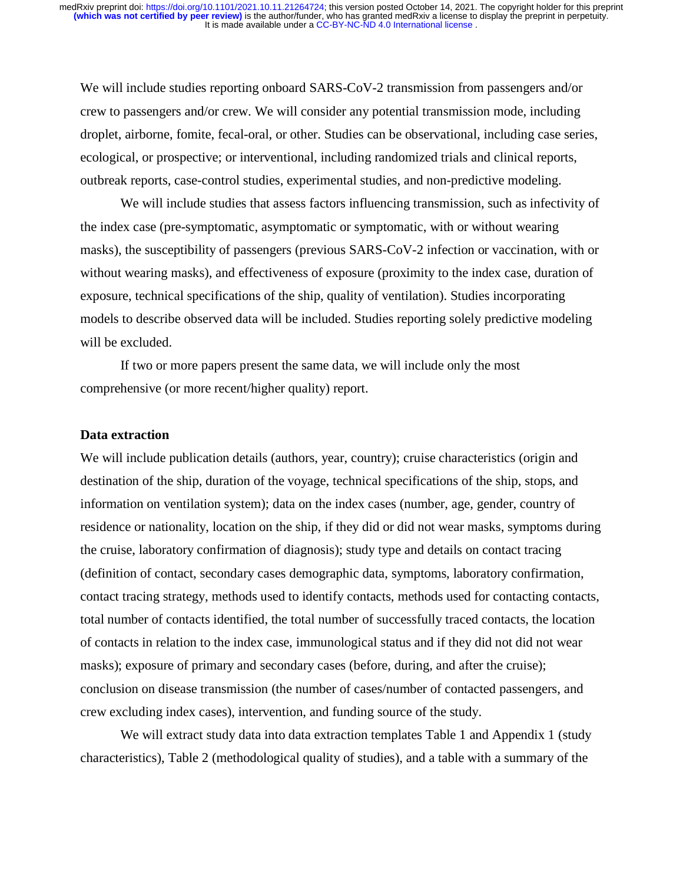We will include studies reporting onboard SARS-CoV-2 transmission from passengers and/or crew to passengers and/or crew. We will consider any potential transmission mode, including droplet, airborne, fomite, fecal-oral, or other. Studies can be observational, including case series, ecological, or prospective; or interventional, including randomized trials and clinical reports, outbreak reports, case-control studies, experimental studies, and non-predictive modeling.

We will include studies that assess factors influencing transmission, such as infectivity of the index case (pre-symptomatic, asymptomatic or symptomatic, with or without wearing masks), the susceptibility of passengers (previous SARS-CoV-2 infection or vaccination, with or without wearing masks), and effectiveness of exposure (proximity to the index case, duration of exposure, technical specifications of the ship, quality of ventilation). Studies incorporating models to describe observed data will be included. Studies reporting solely predictive modeling will be excluded.

If two or more papers present the same data, we will include only the most comprehensive (or more recent/higher quality) report.

**Data extraction**

We will include publication details (authors, year, country); cruise characteristics (origin and destination of the ship, duration of the voyage, technical specifications of the ship, stops, and information on ventilation system); data on the index cases (number, age, gender, country of residence or nationality, location on the ship, if they did or did not wear masks, symptoms during the cruise, laboratory confirmation of diagnosis); study type and details on contact tracing (definition of contact, secondary cases demographic data, symptoms, laboratory confirmation, contact tracing strategy, methods used to identify contacts, methods used for contacting contacts, total number of contacts identified, the total number of successfully traced contacts, the location of contacts in relation to the index case, immunological status and if they did not did not wear masks); exposure of primary and secondary cases (before, during, and after the cruise); conclusion on disease transmission (the number of cases/number of contacted passengers, and crew excluding index cases), intervention, and funding source of the study.

We will extract study data into data extraction templates Table 1 and Appendix 1 (study characteristics), Table 2 (methodological quality of studies), and a table with a summary of the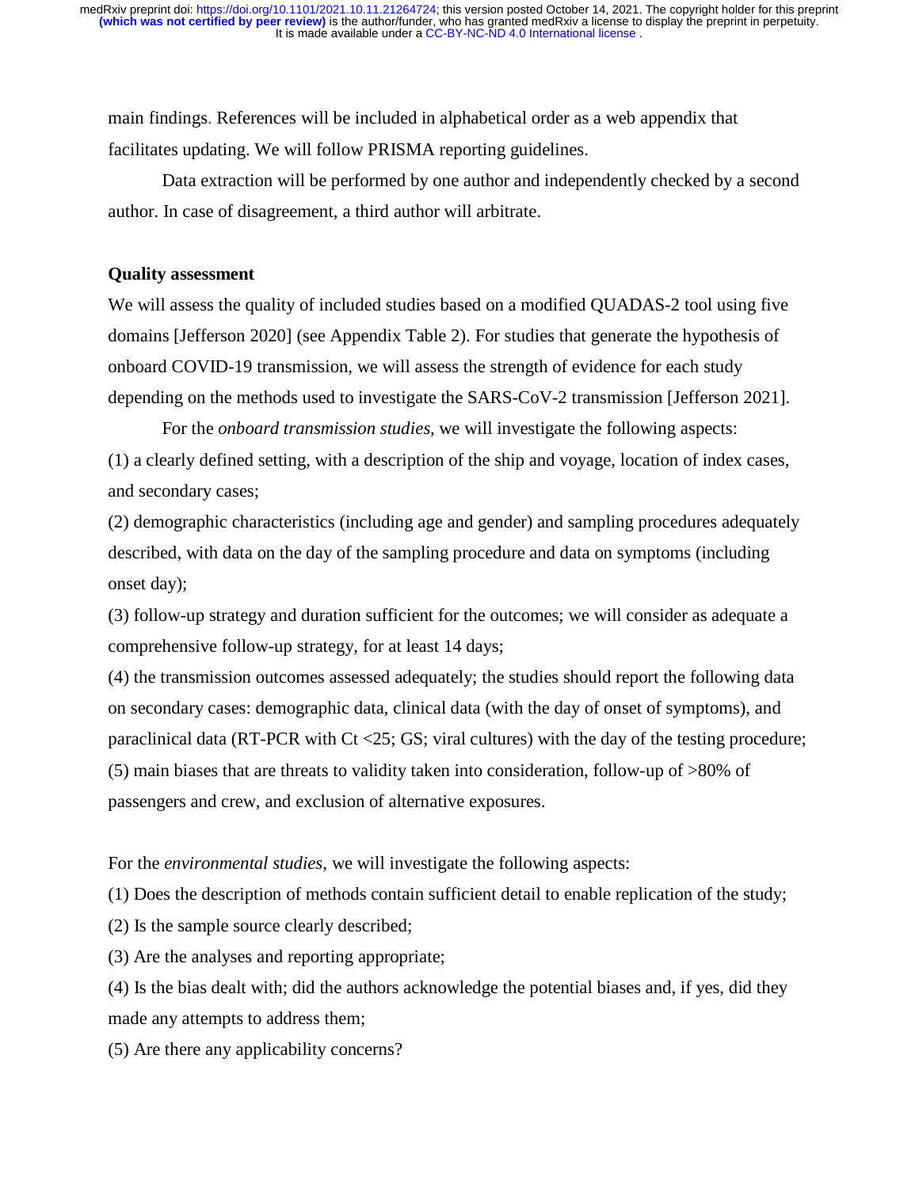main findings. References will be included in alphabetical order as a web appendix that facilitates updating. We will follow PRISMA reporting guidelines.

Data extraction will be performed by one author and independently checked by a second author. In case of disagreement, a third author will arbitrate.

**Quality assessment**

We will assess the quality of included studies based on a modified QUADAS-2 tool using five domains [Jefferson 2020] (see Appendix Table 2). For studies that generate the hypothesis of onboard COVID-19 transmission, we will assess the strength of evidence for each study depending on the methods used to investigate the SARS-CoV-2 transmission [Jefferson 2021].

For the *onboard transmission studies*, we will investigate the following aspects:

(1) a clearly defined setting, with a description of the ship and voyage, location of index cases, and secondary cases;

(2) demographic characteristics (including age and gender) and sampling procedures adequately described, with data on the day of the sampling procedure and data on symptoms (including onset day);

(3) follow-up strategy and duration sufficient for the outcomes; we will consider as adequate a comprehensive follow-up strategy, for at least 14 days;

(4) the transmission outcomes assessed adequately; the studies should report the following data on secondary cases: demographic data, clinical data (with the day of onset of symptoms), and paraclinical data (RT-PCR with Ct <25; GS; viral cultures) with the day of the testing procedure;

(5) main biases that are threats to validity taken into consideration, follow-up of >80% of passengers and crew, and exclusion of alternative exposures.

For the *environmental studies*, we will investigate the following aspects:

(1) Does the description of methods contain sufficient detail to enable replication of the study;

(2) Is the sample source clearly described;

(3) Are the analyses and reporting appropriate;

(4) Is the bias dealt with; did the authors acknowledge the potential biases and, if yes, did they made any attempts to address them;

(5) Are there any applicability concerns?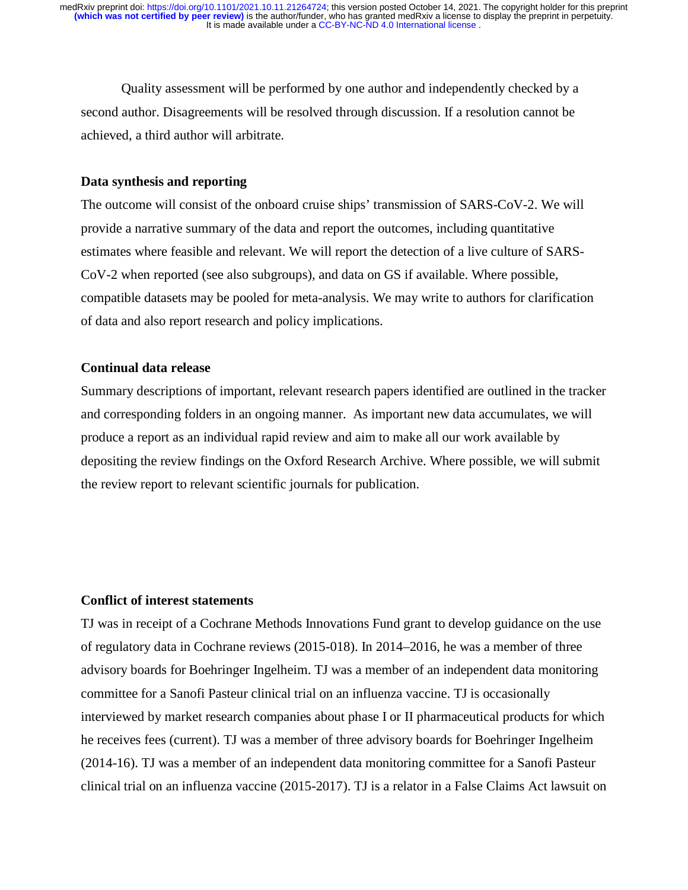Quality assessment will be performed by one author and independently checked by a second author. Disagreements will be resolved through discussion. If a resolution cannot be achieved, a third author will arbitrate.

### Data synthesis and reporting

The outcome will consist of the onboard cruise ships' transmission of SARS-CoV-2. We will provide a narrative summary of the data and report the outcomes, including quantitative estimates where feasible and relevant. We will report the detection of a live culture of SARS-CoV-2 when reported (see also subgroups), and data on GS if available. Where possible, compatible datasets may be pooled for meta-analysis. We may write to authors for clarification of data and also report research and policy implications.

### Continual data release

Summary descriptions of important, relevant research papers identified are outlined in the tracker and corresponding folders in an ongoing manner. As important new data accumulates, we will produce a report as an individual rapid review and aim to make all our work available by depositing the review findings on the Oxford Research Archive. Where possible, we will submit the review report to relevant scientific journals for publication.

### Conflict of interest statements

TJ was in receipt of a Cochrane Methods Innovations Fund grant to develop guidance on the use of regulatory data in Cochrane reviews (2015-018). In 2014–2016, he was a member of three advisory boards for Boehringer Ingelheim. TJ was a member of an independent data monitoring committee for a Sanofi Pasteur clinical trial on an influenza vaccine. TJ is occasionally interviewed by market research companies about phase I or II pharmaceutical products for which he receives fees (current). TJ was a member of three advisory boards for Boehringer Ingelheim (2014-16). TJ was a member of an independent data monitoring committee for a Sanofi Pasteur clinical trial on an influenza vaccine (2015-2017). TJ is a relator in a False Claims Act lawsuit on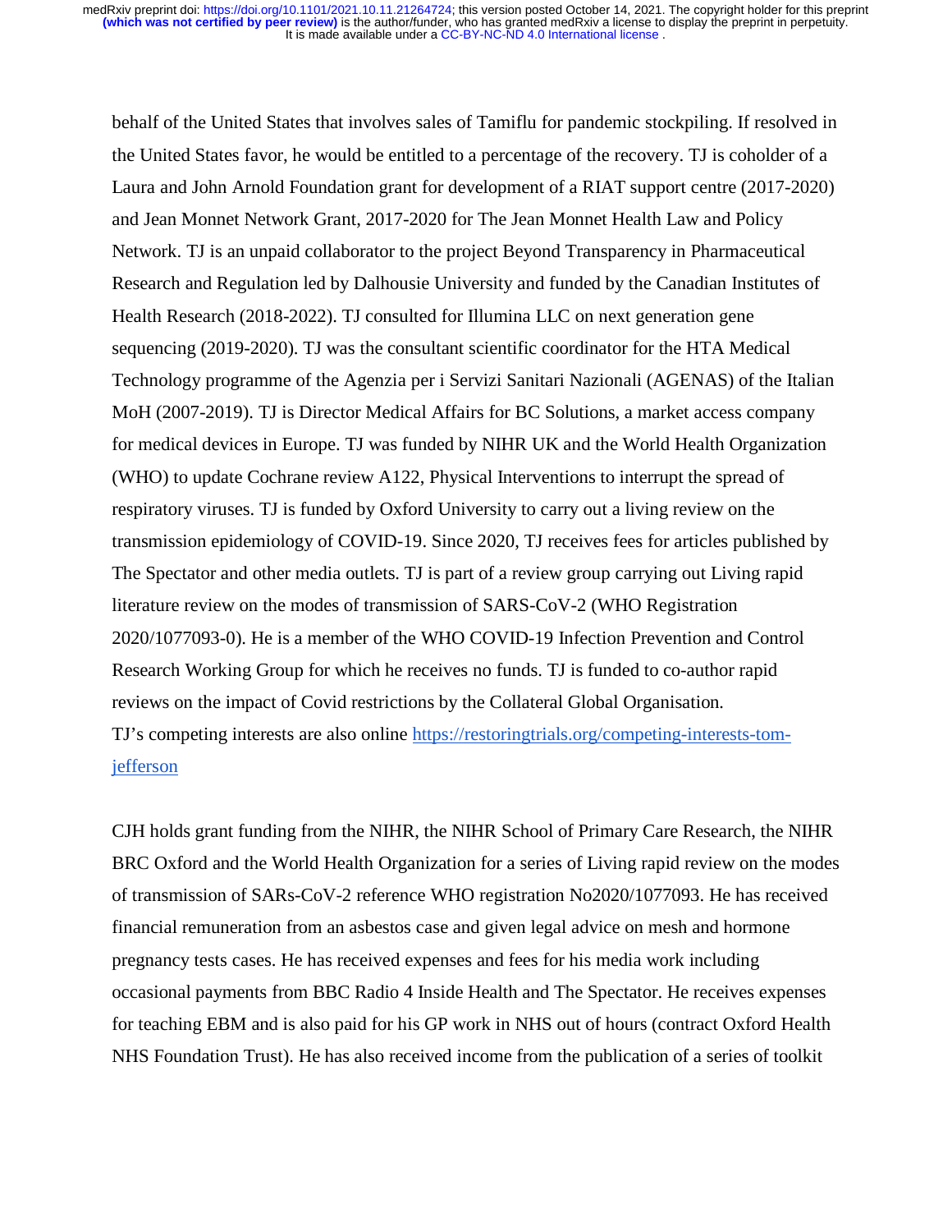behalf of the United States that involves sales of Tamiflu for pandemic stockpiling. If resolved in the United States favor, he would be entitled to a percentage of the recovery. TJ is coholder of a Laura and John Arnold Foundation grant for development of a RIAT support centre (2017-2020) and Jean Monnet Network Grant, 2017-2020 for The Jean Monnet Health Law and Policy Network. TJ is an unpaid collaborator to the project Beyond Transparency in Pharmaceutical Research and Regulation led by Dalhousie University and funded by the Canadian Institutes of Health Research (2018-2022). TJ consulted for Illumina LLC on next generation gene sequencing (2019-2020). TJ was the consultant scientific coordinator for the HTA Medical Technology programme of the Agenzia per i Servizi Sanitari Nazionali (AGENAS) of the Italian MoH (2007-2019). TJ is Director Medical Affairs for BC Solutions, a market access company for medical devices in Europe. TJ was funded by NIHR UK and the World Health Organization (WHO) to update Cochrane review A122, Physical Interventions to interrupt the spread of respiratory viruses. TJ is funded by Oxford University to carry out a living review on the transmission epidemiology of COVID-19. Since 2020, TJ receives fees for articles published by The Spectator and other media outlets. TJ is part of a review group carrying out Living rapid literature review on the modes of transmission of SARS-CoV-2 (WHO Registration 2020/1077093-0). He is a member of the WHO COVID-19 Infection Prevention and Control Research Working Group for which he receives no funds. TJ is funded to co-author rapid reviews on the impact of Covid restrictions by the Collateral Global Organisation.
TJ's competing interests are also online [https://restoringtrials.org/competing-interests-tom-jefferson](https://restoringtrials.org/competing-interests-tom-jefferson)

CJH holds grant funding from the NIHR, the NIHR School of Primary Care Research, the NIHR BRC Oxford and the World Health Organization for a series of Living rapid review on the modes of transmission of SARs-CoV-2 reference WHO registration No2020/1077093. He has received financial remuneration from an asbestos case and given legal advice on mesh and hormone pregnancy tests cases. He has received expenses and fees for his media work including occasional payments from BBC Radio 4 Inside Health and The Spectator. He receives expenses for teaching EBM and is also paid for his GP work in NHS out of hours (contract Oxford Health NHS Foundation Trust). He has also received income from the publication of a series of toolkit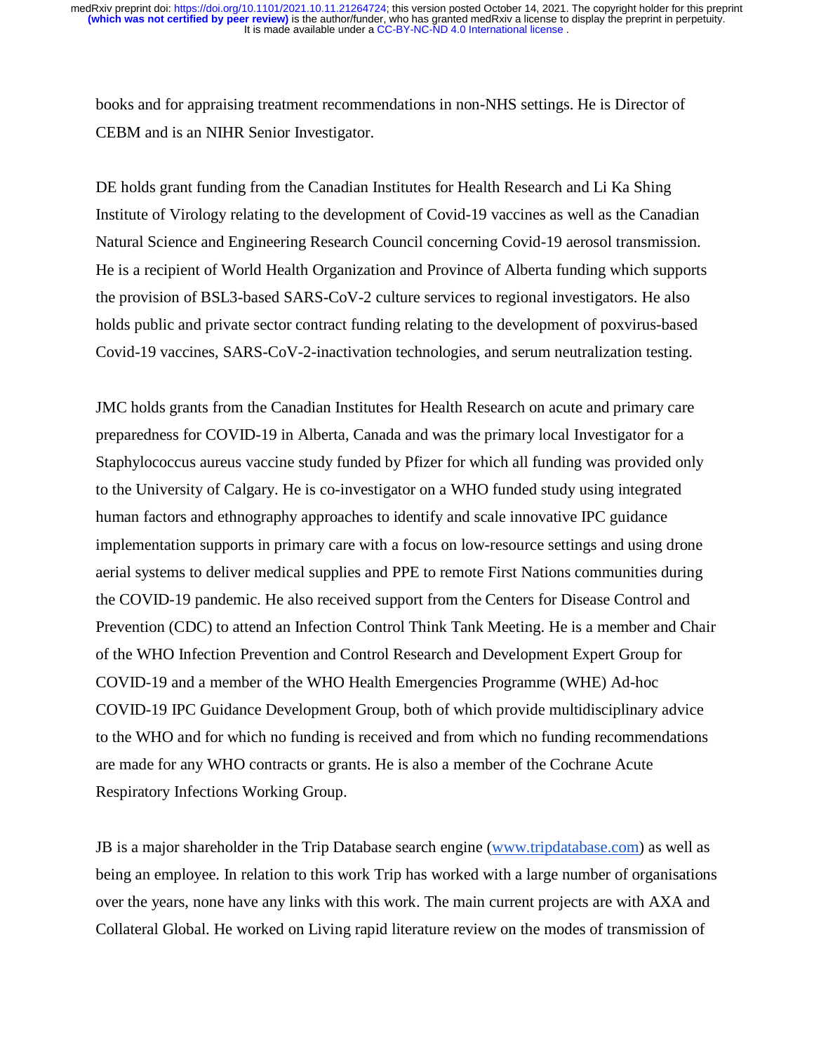books and for appraising treatment recommendations in non-NHS settings. He is Director of CEBM and is an NIHR Senior Investigator.

DE holds grant funding from the Canadian Institutes for Health Research and Li Ka Shing Institute of Virology relating to the development of Covid-19 vaccines as well as the Canadian Natural Science and Engineering Research Council concerning Covid-19 aerosol transmission. He is a recipient of World Health Organization and Province of Alberta funding which supports the provision of BSL3-based SARS-CoV-2 culture services to regional investigators. He also holds public and private sector contract funding relating to the development of poxvirus-based Covid-19 vaccines, SARS-CoV-2-inactivation technologies, and serum neutralization testing.

JMC holds grants from the Canadian Institutes for Health Research on acute and primary care preparedness for COVID-19 in Alberta, Canada and was the primary local Investigator for a Staphylococcus aureus vaccine study funded by Pfizer for which all funding was provided only to the University of Calgary. He is co-investigator on a WHO funded study using integrated human factors and ethnography approaches to identify and scale innovative IPC guidance implementation supports in primary care with a focus on low-resource settings and using drone aerial systems to deliver medical supplies and PPE to remote First Nations communities during the COVID-19 pandemic. He also received support from the Centers for Disease Control and Prevention (CDC) to attend an Infection Control Think Tank Meeting. He is a member and Chair of the WHO Infection Prevention and Control Research and Development Expert Group for COVID-19 and a member of the WHO Health Emergencies Programme (WHE) Ad-hoc COVID-19 IPC Guidance Development Group, both of which provide multidisciplinary advice to the WHO and for which no funding is received and from which no funding recommendations are made for any WHO contracts or grants. He is also a member of the Cochrane Acute Respiratory Infections Working Group.

JB is a major shareholder in the Trip Database search engine (www.tripdatabase.com) as well as being an employee. In relation to this work Trip has worked with a large number of organisations over the years, none have any links with this work. The main current projects are with AXA and Collateral Global. He worked on Living rapid literature review on the modes of transmission of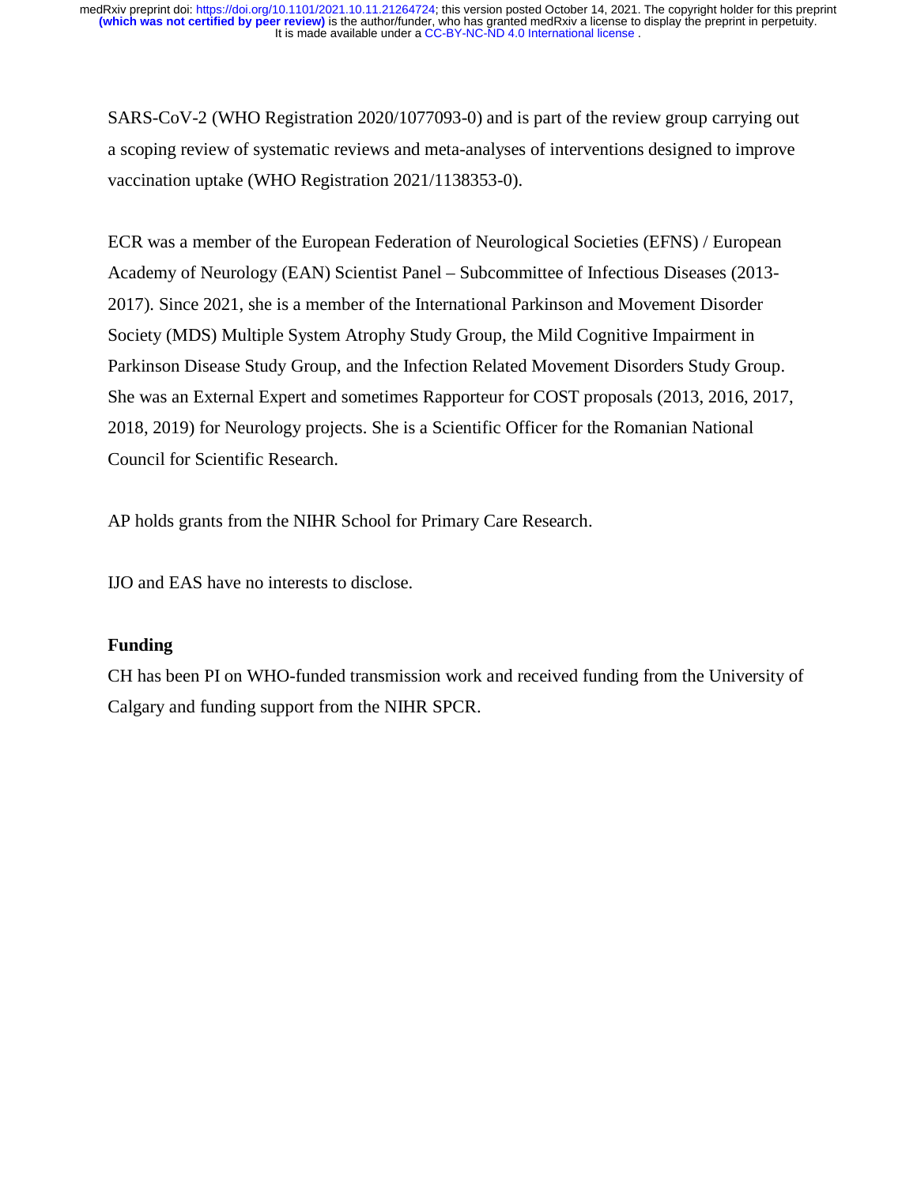SARS-CoV-2 (WHO Registration 2020/1077093-0) and is part of the review group carrying out a scoping review of systematic reviews and meta-analyses of interventions designed to improve vaccination uptake (WHO Registration 2021/1138353-0).

ECR was a member of the European Federation of Neurological Societies (EFNS) / European Academy of Neurology (EAN) Scientist Panel – Subcommittee of Infectious Diseases (2013-2017). Since 2021, she is a member of the International Parkinson and Movement Disorder Society (MDS) Multiple System Atrophy Study Group, the Mild Cognitive Impairment in Parkinson Disease Study Group, and the Infection Related Movement Disorders Study Group. She was an External Expert and sometimes Rapporteur for COST proposals (2013, 2016, 2017, 2018, 2019) for Neurology projects. She is a Scientific Officer for the Romanian National Council for Scientific Research.

AP holds grants from the NIHR School for Primary Care Research.

IJO and EAS have no interests to disclose.

**Funding**

CH has been PI on WHO-funded transmission work and received funding from the University of Calgary and funding support from the NIHR SPCR.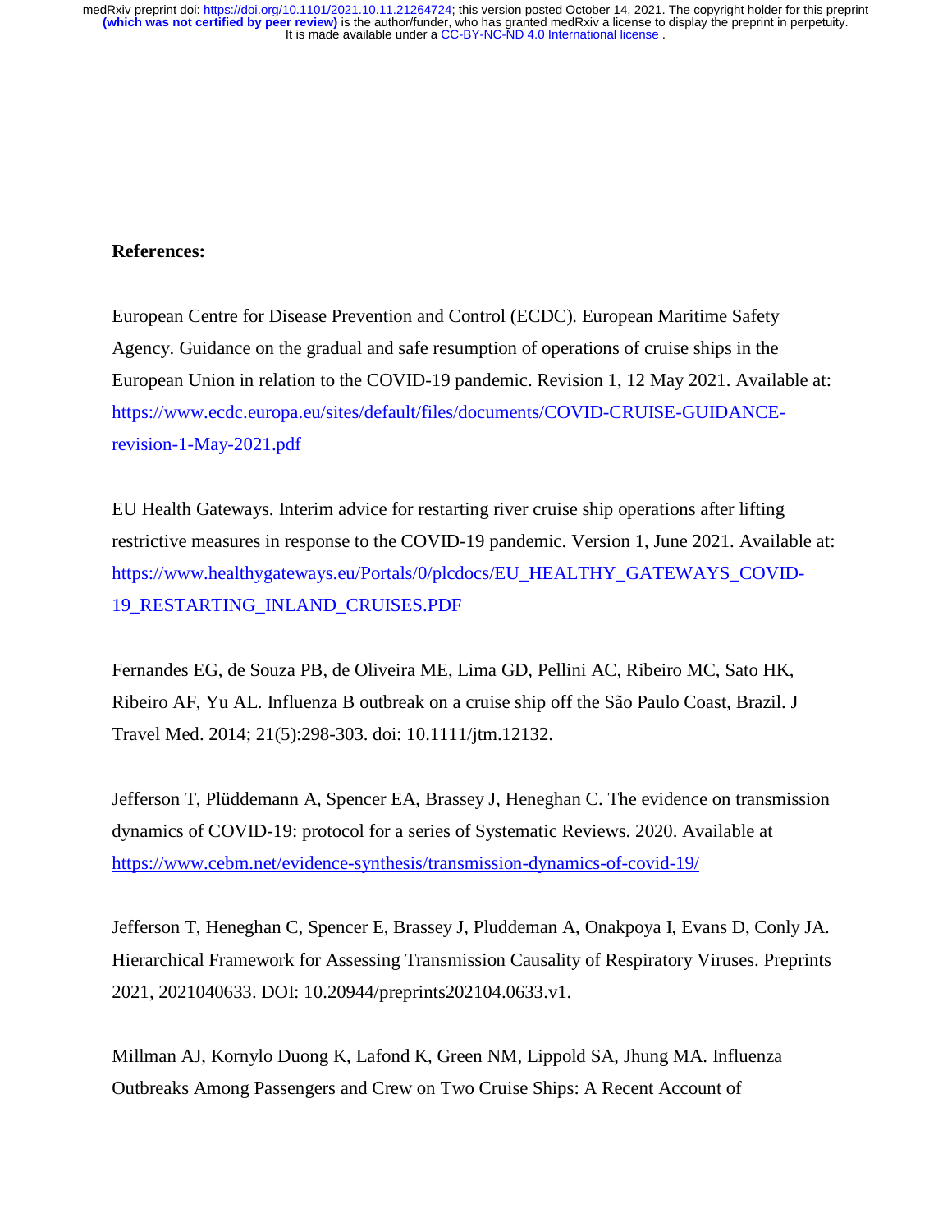**References:**

European Centre for Disease Prevention and Control (ECDC). European Maritime Safety Agency. Guidance on the gradual and safe resumption of operations of cruise ships in the European Union in relation to the COVID-19 pandemic. Revision 1, 12 May 2021. Available at: https://www.ecdc.europa.eu/sites/default/files/documents/COVID-CRUISE-GUIDANCE-revision-1-May-2021.pdf

EU Health Gateways. Interim advice for restarting river cruise ship operations after lifting restrictive measures in response to the COVID-19 pandemic. Version 1, June 2021. Available at: https://www.healthygateways.eu/Portals/0/plcdocs/EU_HEALTHY_GATEWAYS_COVID-19_RESTARTING_INLAND_CRUISES.PDF

Fernandes EG, de Souza PB, de Oliveira ME, Lima GD, Pellini AC, Ribeiro MC, Sato HK, Ribeiro AF, Yu AL. Influenza B outbreak on a cruise ship off the São Paulo Coast, Brazil. J Travel Med. 2014; 21(5):298-303. doi: 10.1111/jtm.12132.

Jefferson T, Plüddemann A, Spencer EA, Brassey J, Heneghan C. The evidence on transmission dynamics of COVID-19: protocol for a series of Systematic Reviews. 2020. Available at https://www.cebm.net/evidence-synthesis/transmission-dynamics-of-covid-19/

Jefferson T, Heneghan C, Spencer E, Brassey J, Pluddeman A, Onakpoya I, Evans D, Conly JA. Hierarchical Framework for Assessing Transmission Causality of Respiratory Viruses. Preprints 2021, 2021040633. DOI: 10.20944/preprints202104.0633.v1.

Millman AJ, Kornylo Duong K, Lafond K, Green NM, Lippold SA, Jhung MA. Influenza Outbreaks Among Passengers and Crew on Two Cruise Ships: A Recent Account of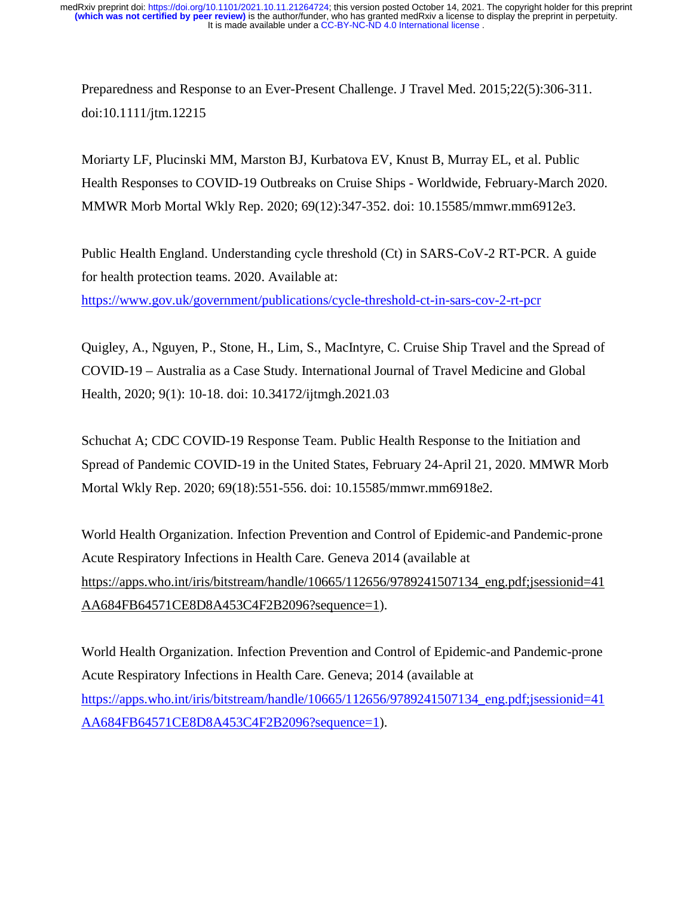Preparedness and Response to an Ever-Present Challenge. J Travel Med. 2015;22(5):306-311. doi:10.1111/jtm.12215

Moriarty LF, Plucinski MM, Marston BJ, Kurbatova EV, Knust B, Murray EL, et al. Public Health Responses to COVID-19 Outbreaks on Cruise Ships - Worldwide, February-March 2020. MMWR Morb Mortal Wkly Rep. 2020; 69(12):347-352. doi: 10.15585/mmwr.mm6912e3.

Public Health England. Understanding cycle threshold (Ct) in SARS-CoV-2 RT-PCR. A guide for health protection teams. 2020. Available at: https://www.gov.uk/government/publications/cycle-threshold-ct-in-sars-cov-2-rt-pcr

Quigley, A., Nguyen, P., Stone, H., Lim, S., MacIntyre, C. Cruise Ship Travel and the Spread of COVID-19 – Australia as a Case Study. International Journal of Travel Medicine and Global Health, 2020; 9(1): 10-18. doi: 10.34172/ijtmgh.2021.03

Schuchat A; CDC COVID-19 Response Team. Public Health Response to the Initiation and Spread of Pandemic COVID-19 in the United States, February 24-April 21, 2020. MMWR Morb Mortal Wkly Rep. 2020; 69(18):551-556. doi: 10.15585/mmwr.mm6918e2.

World Health Organization. Infection Prevention and Control of Epidemic-and Pandemic-prone Acute Respiratory Infections in Health Care. Geneva 2014 (available at https://apps.who.int/iris/bitstream/handle/10665/112656/9789241507134_eng.pdf;jsessionid=41AA684FB64571CE8D8A453C4F2B2096?sequence=1).

World Health Organization. Infection Prevention and Control of Epidemic-and Pandemic-prone Acute Respiratory Infections in Health Care. Geneva; 2014 (available at https://apps.who.int/iris/bitstream/handle/10665/112656/9789241507134_eng.pdf;jsessionid=41AA684FB64571CE8D8A453C4F2B2096?sequence=1).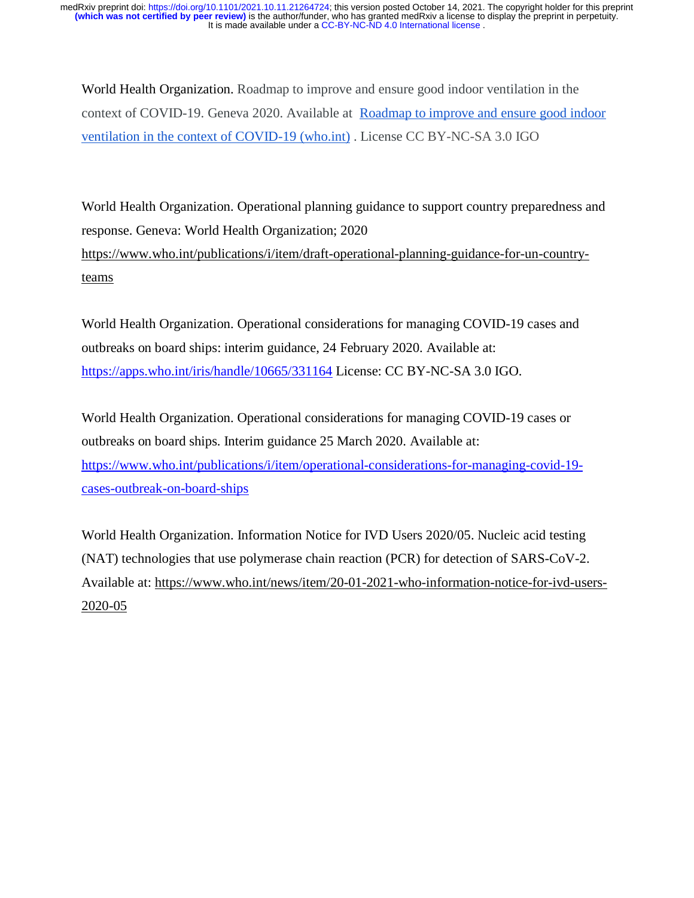World Health Organization. Roadmap to improve and ensure good indoor ventilation in the context of COVID-19. Geneva 2020. Available at Roadmap to improve and ensure good indoor ventilation in the context of COVID-19 (who.int) . License CC BY-NC-SA 3.0 IGO

World Health Organization. Operational planning guidance to support country preparedness and response. Geneva: World Health Organization; 2020 https://www.who.int/publications/i/item/draft-operational-planning-guidance-for-un-country-teams

World Health Organization. Operational considerations for managing COVID-19 cases and outbreaks on board ships: interim guidance, 24 February 2020. Available at: https://apps.who.int/iris/handle/10665/331164 License: CC BY-NC-SA 3.0 IGO.

World Health Organization. Operational considerations for managing COVID-19 cases or outbreaks on board ships. Interim guidance 25 March 2020. Available at: https://www.who.int/publications/i/item/operational-considerations-for-managing-covid-19-cases-outbreak-on-board-ships

World Health Organization. Information Notice for IVD Users 2020/05. Nucleic acid testing (NAT) technologies that use polymerase chain reaction (PCR) for detection of SARS-CoV-2. Available at: https://www.who.int/news/item/20-01-2021-who-information-notice-for-ivd-users-2020-05